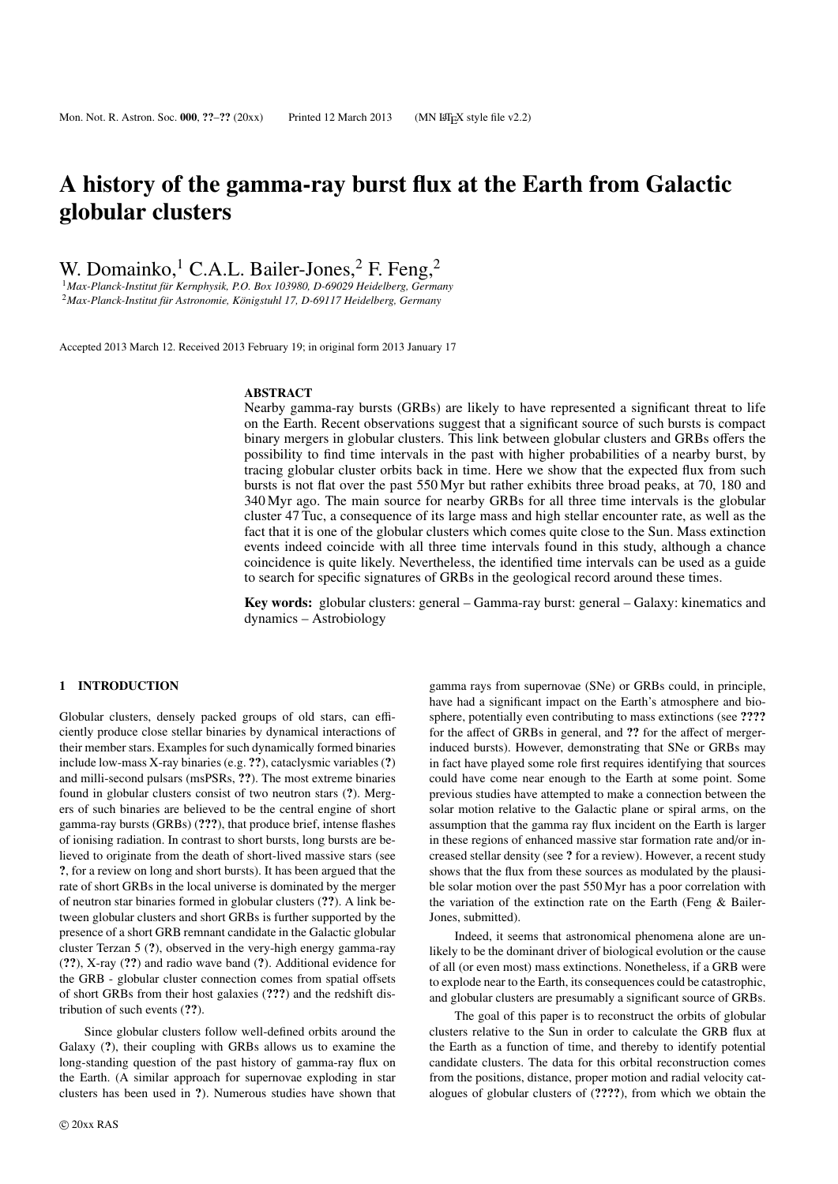# A history of the gamma-ray burst flux at the Earth from Galactic globular clusters

W. Domainko,[1] C.A.L. Bailer-Jones,[2] F. Feng,[2]

[1]*Max-Planck-Institut für Kernphysik, P.O. Box 103980, D-69029 Heidelberg, Germany*
[2]*Max-Planck-Institut für Astronomie, Königstuhl 17, D-69117 Heidelberg, Germany*

Accepted 2013 March 12. Received 2013 February 19; in original form 2013 January 17

## ABSTRACT

Nearby gamma-ray bursts (GRBs) are likely to have represented a significant threat to life on the Earth. Recent observations suggest that a significant source of such bursts is compact binary mergers in globular clusters. This link between globular clusters and GRBs offers the possibility to find time intervals in the past with higher probabilities of a nearby burst, by tracing globular cluster orbits back in time. Here we show that the expected flux from such bursts is not flat over the past 550 Myr but rather exhibits three broad peaks, at 70, 180 and 340 Myr ago. The main source for nearby GRBs for all three time intervals is the globular cluster 47 Tuc, a consequence of its large mass and high stellar encounter rate, as well as the fact that it is one of the globular clusters which comes quite close to the Sun. Mass extinction events indeed coincide with all three time intervals found in this study, although a chance coincidence is quite likely. Nevertheless, the identified time intervals can be used as a guide to search for specific signatures of GRBs in the geological record around these times.

**Key words:** globular clusters: general – Gamma-ray burst: general – Galaxy: kinematics and dynamics – Astrobiology

## 1 INTRODUCTION

Globular clusters, densely packed groups of old stars, can efficiently produce close stellar binaries by dynamical interactions of their member stars. Examples for such dynamically formed binaries include low-mass X-ray binaries (e.g. **??**), cataclysmic variables (**?**) and milli-second pulsars (msPSRs, **??**). The most extreme binaries found in globular clusters consist of two neutron stars (**?**). Mergers of such binaries are believed to be the central engine of short gamma-ray bursts (GRBs) (**???**), that produce brief, intense flashes of ionising radiation. In contrast to short bursts, long bursts are believed to originate from the death of short-lived massive stars (see **?**, for a review on long and short bursts). It has been argued that the rate of short GRBs in the local universe is dominated by the merger of neutron star binaries formed in globular clusters (**??**). A link between globular clusters and short GRBs is further supported by the presence of a short GRB remnant candidate in the Galactic globular cluster Terzan 5 (**?**), observed in the very-high energy gamma-ray (**??**), X-ray (**??**) and radio wave band (**?**). Additional evidence for the GRB - globular cluster connection comes from spatial offsets of short GRBs from their host galaxies (**???**) and the redshift distribution of such events (**??**).

Since globular clusters follow well-defined orbits around the Galaxy (**?**), their coupling with GRBs allows us to examine the long-standing question of the past history of gamma-ray flux on the Earth. (A similar approach for supernovae exploding in star clusters has been used in **?**). Numerous studies have shown that gamma rays from supernovae (SNe) or GRBs could, in principle, have had a significant impact on the Earth's atmosphere and biosphere, potentially even contributing to mass extinctions (see **????** for the affect of GRBs in general, and **??** for the affect of merger-induced bursts). However, demonstrating that SNe or GRBs may in fact have played some role first requires identifying that sources could have come near enough to the Earth at some point. Some previous studies have attempted to make a connection between the solar motion relative to the Galactic plane or spiral arms, on the assumption that the gamma ray flux incident on the Earth is larger in these regions of enhanced massive star formation rate and/or increased stellar density (see **?** for a review). However, a recent study shows that the flux from these sources as modulated by the plausible solar motion over the past 550 Myr has a poor correlation with the variation of the extinction rate on the Earth (Feng & Bailer-Jones, submitted).

Indeed, it seems that astronomical phenomena alone are unlikely to be the dominant driver of biological evolution or the cause of all (or even most) mass extinctions. Nonetheless, if a GRB were to explode near to the Earth, its consequences could be catastrophic, and globular clusters are presumably a significant source of GRBs.

The goal of this paper is to reconstruct the orbits of globular clusters relative to the Sun in order to calculate the GRB flux at the Earth as a function of time, and thereby to identify potential candidate clusters. The data for this orbital reconstruction comes from the positions, distance, proper motion and radial velocity catalogues of globular clusters of (**????**), from which we obtain the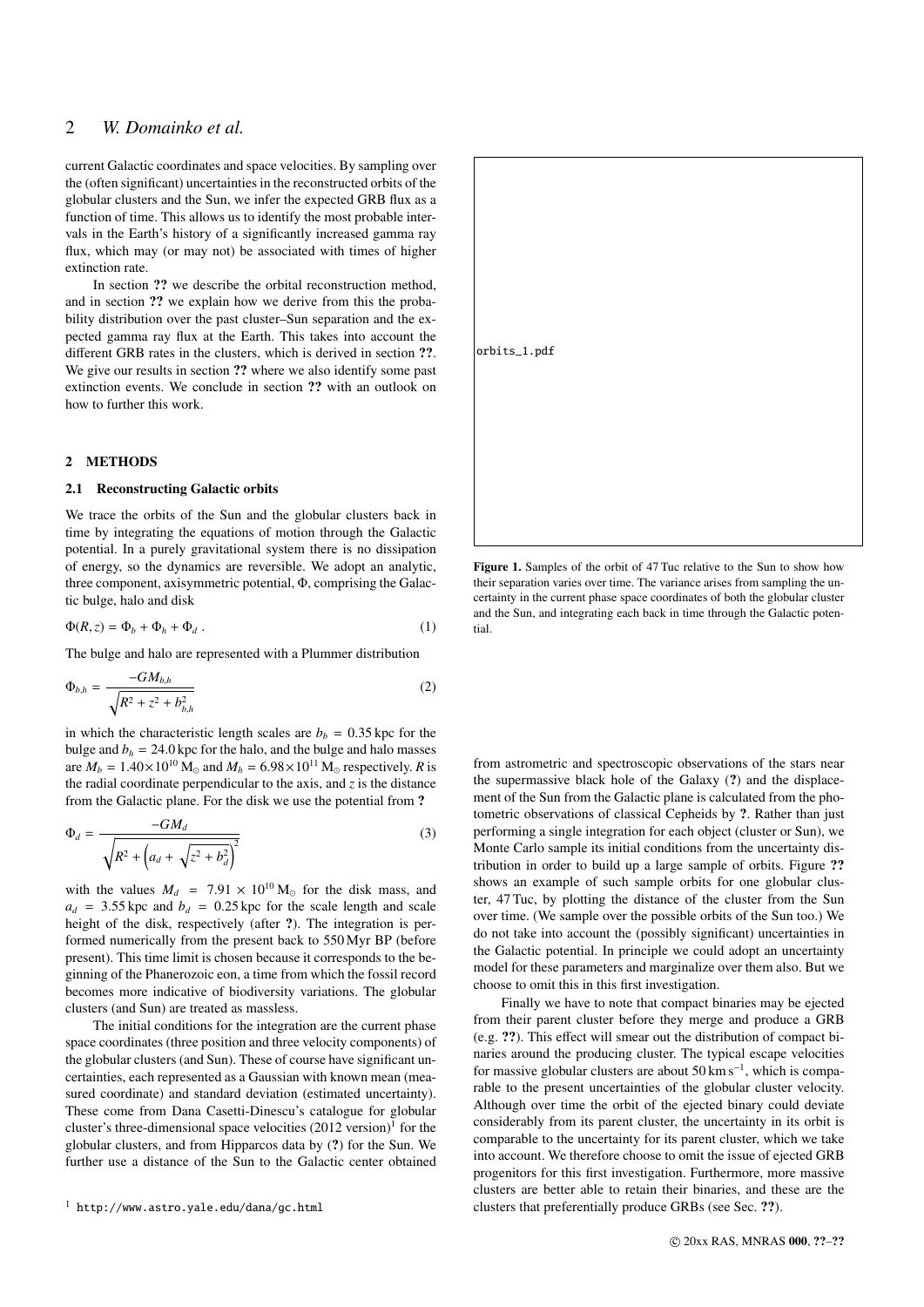current Galactic coordinates and space velocities. By sampling over the (often significant) uncertainties in the reconstructed orbits of the globular clusters and the Sun, we infer the expected GRB flux as a function of time. This allows us to identify the most probable intervals in the Earth's history of a significantly increased gamma ray flux, which may (or may not) be associated with times of higher extinction rate.

In section ?? we describe the orbital reconstruction method, and in section ?? we explain how we derive from this the probability distribution over the past cluster–Sun separation and the expected gamma ray flux at the Earth. This takes into account the different GRB rates in the clusters, which is derived in section ??. We give our results in section ?? where we also identify some past extinction events. We conclude in section ?? with an outlook on how to further this work.

## 2 METHODS

### 2.1 Reconstructing Galactic orbits

We trace the orbits of the Sun and the globular clusters back in time by integrating the equations of motion through the Galactic potential. In a purely gravitational system there is no dissipation of energy, so the dynamics are reversible. We adopt an analytic, three component, axisymmetric potential, $\Phi$, comprising the Galactic bulge, halo and disk

$$\Phi(R, z) = \Phi_b + \Phi_h + \Phi_d \ . \tag{1}$$

The bulge and halo are represented with a Plummer distribution

$$\Phi_{b,h} = \frac{-GM_{b,h}}{\sqrt{R^2 + z^2 + b_{b,h}^2}} \tag{2}$$

in which the characteristic length scales are $b_b = 0.35$ kpc for the bulge and $b_h = 24.0$ kpc for the halo, and the bulge and halo masses are $M_b = 1.40 \times 10^{10}\,\mathrm{M}_\odot$ and $M_h = 6.98 \times 10^{11}\,\mathrm{M}_\odot$ respectively. $R$ is the radial coordinate perpendicular to the axis, and $z$ is the distance from the Galactic plane. For the disk we use the potential from ?

$$\Phi_d = \frac{-GM_d}{\sqrt{R^2 + \left(a_d + \sqrt{z^2 + b_d^2}\right)^2}} \tag{3}$$

with the values $M_d = 7.91 \times 10^{10}\,\mathrm{M}_\odot$ for the disk mass, and $a_d = 3.55$ kpc and $b_d = 0.25$ kpc for the scale length and scale height of the disk, respectively (after ?). The integration is performed numerically from the present back to 550 Myr BP (before present). This time limit is chosen because it corresponds to the beginning of the Phanerozoic eon, a time from which the fossil record becomes more indicative of biodiversity variations. The globular clusters (and Sun) are treated as massless.

The initial conditions for the integration are the current phase space coordinates (three position and three velocity components) of the globular clusters (and Sun). These of course have significant uncertainties, each represented as a Gaussian with known mean (measured coordinate) and standard deviation (estimated uncertainty). These come from Dana Casetti-Dinescu's catalogue for globular cluster's three-dimensional space velocities (2012 version)[1] for the globular clusters, and from Hipparcos data by (?) for the Sun. We further use a distance of the Sun to the Galactic center obtained from astrometric and spectroscopic observations of the stars near the supermassive black hole of the Galaxy (?) and the displacement of the Sun from the Galactic plane is calculated from the photometric observations of classical Cepheids by ?. Rather than just performing a single integration for each object (cluster or Sun), we Monte Carlo sample its initial conditions from the uncertainty distribution in order to build up a large sample of orbits. Figure ?? shows an example of such sample orbits for one globular cluster, 47 Tuc, by plotting the distance of the cluster from the Sun over time. (We sample over the possible orbits of the Sun too.) We do not take into account the (possibly significant) uncertainties in the Galactic potential. In principle we could adopt an uncertainty model for these parameters and marginalize over them also. But we choose to omit this in this first investigation.

Finally we have to note that compact binaries may be ejected from their parent cluster before they merge and produce a GRB (e.g. ??). This effect will smear out the distribution of compact binaries around the producing cluster. The typical escape velocities for massive globular clusters are about 50 km s$^{-1}$, which is comparable to the present uncertainties of the globular cluster velocity. Although over time the orbit of the ejected binary could deviate considerably from its parent cluster, the uncertainty in its orbit is comparable to the uncertainty for its parent cluster, which we take into account. We therefore choose to omit the issue of ejected GRB progenitors for this first investigation. Furthermore, more massive clusters are better able to retain their binaries, and these are the clusters that preferentially produce GRBs (see Sec. ??).

orbits_1.pdf

**Figure 1.** Samples of the orbit of 47 Tuc relative to the Sun to show how their separation varies over time. The variance arises from sampling the uncertainty in the current phase space coordinates of both the globular cluster and the Sun, and integrating each back in time through the Galactic potential.

[1] http://www.astro.yale.edu/dana/gc.html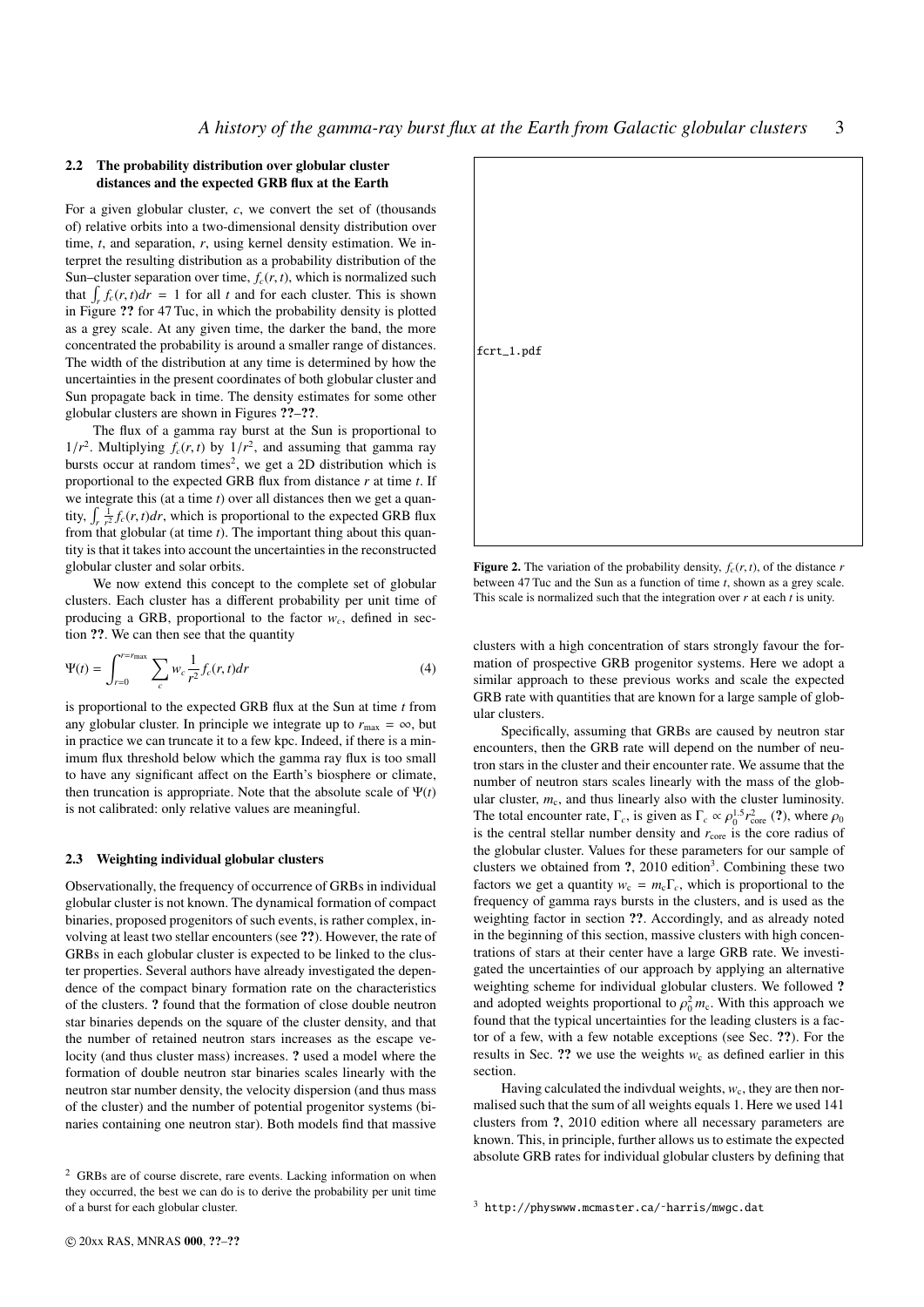### 2.2 The probability distribution over globular cluster distances and the expected GRB flux at the Earth

For a given globular cluster, $c$, we convert the set of (thousands of) relative orbits into a two-dimensional density distribution over time, $t$, and separation, $r$, using kernel density estimation. We interpret the resulting distribution as a probability distribution of the Sun–cluster separation over time, $f_c(r,t)$, which is normalized such that $\int_r f_c(r,t)dr = 1$ for all $t$ and for each cluster. This is shown in Figure ?? for 47 Tuc, in which the probability density is plotted as a grey scale. At any given time, the darker the band, the more concentrated the probability is around a smaller range of distances. The width of the distribution at any time is determined by how the uncertainties in the present coordinates of both globular cluster and Sun propagate back in time. The density estimates for some other globular clusters are shown in Figures ??–??.

The flux of a gamma ray burst at the Sun is proportional to $1/r^2$. Multiplying $f_c(r,t)$ by $1/r^2$, and assuming that gamma ray bursts occur at random times[2], we get a 2D distribution which is proportional to the expected GRB flux from distance $r$ at time $t$. If we integrate this (at a time $t$) over all distances then we get a quantity, $\int_r \frac{1}{r^2} f_c(r,t)dr$, which is proportional to the expected GRB flux from that globular (at time $t$). The important thing about this quantity is that it takes into account the uncertainties in the reconstructed globular cluster and solar orbits.

We now extend this concept to the complete set of globular clusters. Each cluster has a different probability per unit time of producing a GRB, proportional to the factor $w_c$, defined in section ??. We can then see that the quantity

$$\Psi(t) = \int_{r=0}^{r=r_{\max}} \sum_c w_c \frac{1}{r^2} f_c(r,t)dr \tag{4}$$

is proportional to the expected GRB flux at the Sun at time $t$ from any globular cluster. In principle we integrate up to $r_{\max} = \infty$, but in practice we can truncate it to a few kpc. Indeed, if there is a minimum flux threshold below which the gamma ray flux is too small to have any significant affect on the Earth's biosphere or climate, then truncation is appropriate. Note that the absolute scale of $\Psi(t)$ is not calibrated: only relative values are meaningful.

fcrt_1.pdf

**Figure 2.** The variation of the probability density, $f_c(r,t)$, of the distance $r$ between 47 Tuc and the Sun as a function of time $t$, shown as a grey scale. This scale is normalized such that the integration over $r$ at each $t$ is unity.

### 2.3 Weighting individual globular clusters

Observationally, the frequency of occurrence of GRBs in individual globular cluster is not known. The dynamical formation of compact binaries, proposed progenitors of such events, is rather complex, involving at least two stellar encounters (see ??). However, the rate of GRBs in each globular cluster is expected to be linked to the cluster properties. Several authors have already investigated the dependence of the compact binary formation rate on the characteristics of the clusters. ? found that the formation of close double neutron star binaries depends on the square of the cluster density, and that the number of retained neutron stars increases as the escape velocity (and thus cluster mass) increases. ? used a model where the formation of double neutron star binaries scales linearly with the neutron star number density, the velocity dispersion (and thus mass of the cluster) and the number of potential progenitor systems (binaries containing one neutron star). Both models find that massive clusters with a high concentration of stars strongly favour the formation of prospective GRB progenitor systems. Here we adopt a similar approach to these previous works and scale the expected GRB rate with quantities that are known for a large sample of globular clusters.

Specifically, assuming that GRBs are caused by neutron star encounters, then the GRB rate will depend on the number of neutron stars in the cluster and their encounter rate. We assume that the number of neutron stars scales linearly with the mass of the globular cluster, $m_c$, and thus linearly also with the cluster luminosity. The total encounter rate, $\Gamma_c$, is given as $\Gamma_c \propto \rho_0^{1.5} r_{\rm core}^2$ (?), where $\rho_0$ is the central stellar number density and $r_{\rm core}$ is the core radius of the globular cluster. Values for these parameters for our sample of clusters we obtained from ?, 2010 edition[3]. Combining these two factors we get a quantity $w_c = m_c \Gamma_c$, which is proportional to the frequency of gamma rays bursts in the clusters, and is used as the weighting factor in section ??. Accordingly, and as already noted in the beginning of this section, massive clusters with high concentrations of stars at their center have a large GRB rate. We investigated the uncertainties of our approach by applying an alternative weighting scheme for individual globular clusters. We followed ? and adopted weights proportional to $\rho_0^2 m_c$. With this approach we found that the typical uncertainties for the leading clusters is a factor of a few, with a few notable exceptions (see Sec. ??). For the results in Sec. ?? we use the weights $w_c$ as defined earlier in this section.

Having calculated the indivdual weights, $w_c$, they are then normalised such that the sum of all weights equals 1. Here we used 141 clusters from ?, 2010 edition where all necessary parameters are known. This, in principle, further allows us to estimate the expected absolute GRB rates for individual globular clusters by defining that

[2] GRBs are of course discrete, rare events. Lacking information on when they occurred, the best we can do is to derive the probability per unit time of a burst for each globular cluster.

[3] http://physwww.mcmaster.ca/~harris/mwgc.dat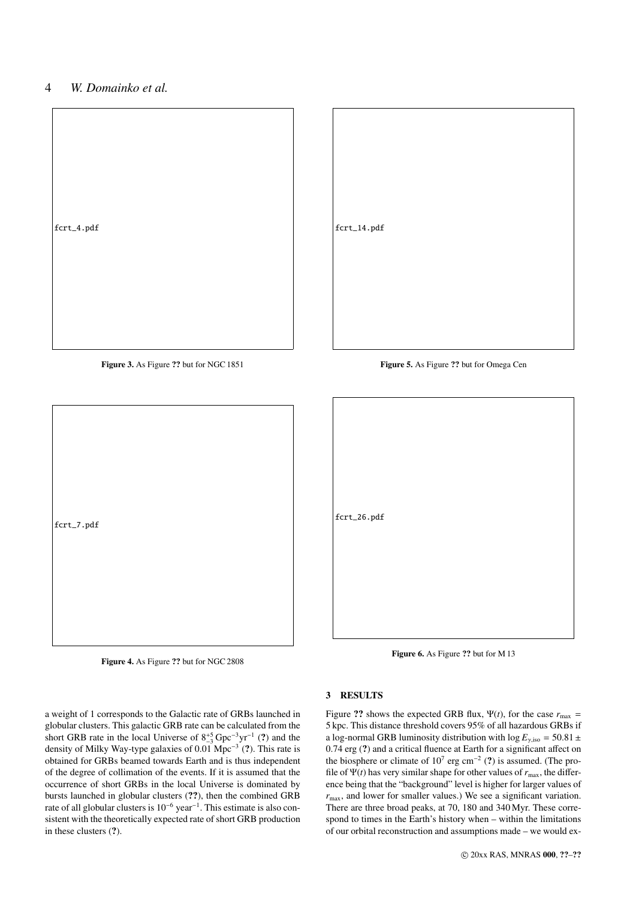fcrt_4.pdf

**Figure 3.** As Figure ?? but for NGC 1851

fcrt_14.pdf

**Figure 5.** As Figure ?? but for Omega Cen

fcrt_7.pdf

**Figure 4.** As Figure ?? but for NGC 2808

fcrt_26.pdf

**Figure 6.** As Figure ?? but for M 13

a weight of 1 corresponds to the Galactic rate of GRBs launched in globular clusters. This galactic GRB rate can be calculated from the short GRB rate in the local Universe of $8^{+5}_{-3}\,\mathrm{Gpc}^{-3}\mathrm{yr}^{-1}$ (**?**) and the density of Milky Way-type galaxies of $0.01\,\mathrm{Mpc}^{-3}$ (**?**). This rate is obtained for GRBs beamed towards Earth and is thus independent of the degree of collimation of the events. If it is assumed that the occurrence of short GRBs in the local Universe is dominated by bursts launched in globular clusters (**??**), then the combined GRB rate of all globular clusters is $10^{-6}$ year$^{-1}$. This estimate is also consistent with the theoretically expected rate of short GRB production in these clusters (**?**).

## 3 RESULTS

Figure **??** shows the expected GRB flux, $\Psi(t)$, for the case $r_{\mathrm{max}} = 5\,\mathrm{kpc}$. This distance threshold covers 95% of all hazardous GRBs if a log-normal GRB luminosity distribution with $\log E_{\gamma,\mathrm{iso}} = 50.81 \pm 0.74$ erg (**?**) and a critical fluence at Earth for a significant affect on the biosphere or climate of $10^{7}$ erg cm$^{-2}$ (**?**) is assumed. (The profile of $\Psi(t)$ has very similar shape for other values of $r_{\mathrm{max}}$, the difference being that the "background" level is higher for larger values of $r_{\mathrm{max}}$, and lower for smaller values.) We see a significant variation. There are three broad peaks, at 70, 180 and 340 Myr. These correspond to times in the Earth's history when – within the limitations of our orbital reconstruction and assumptions made – we would ex-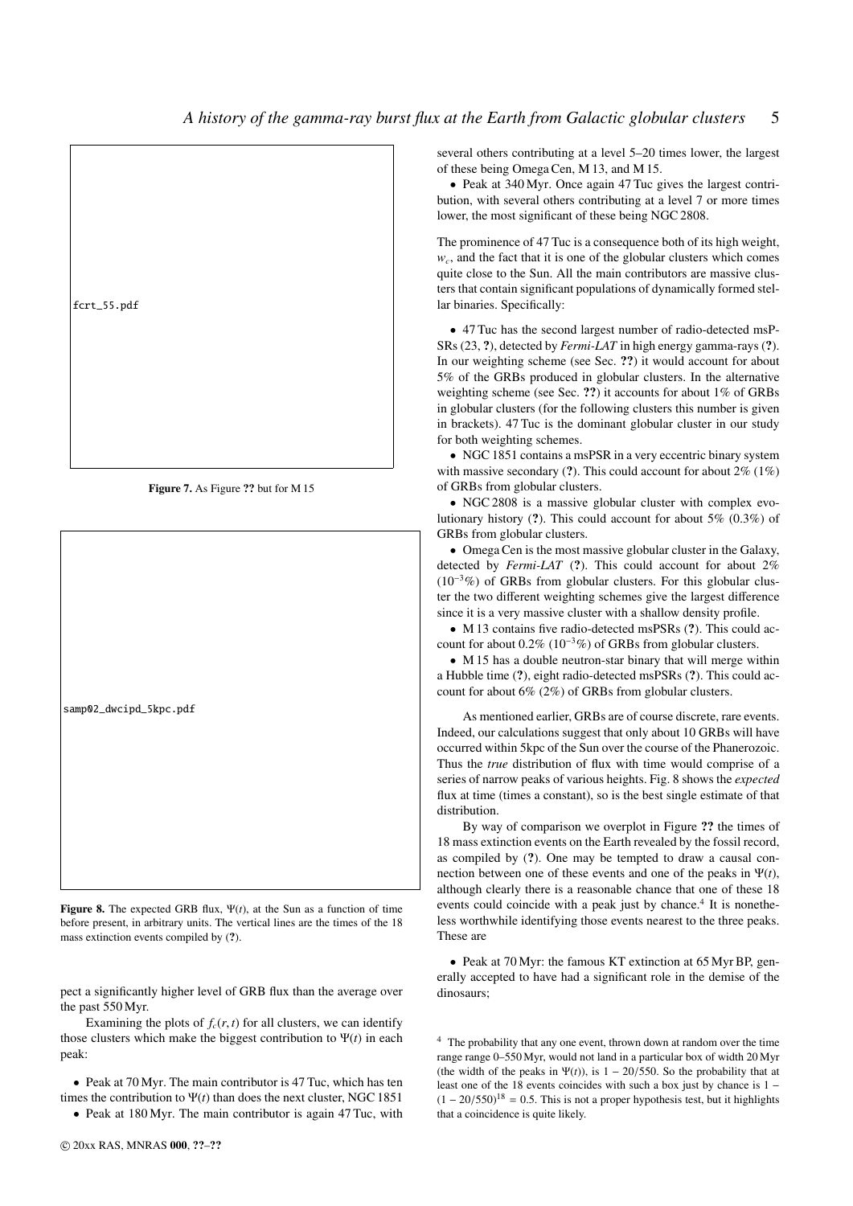fcrt_55.pdf

**Figure 7.** As Figure ?? but for M 15

samp02_dwcipd_5kpc.pdf

**Figure 8.** The expected GRB flux, $\Psi(t)$, at the Sun as a function of time before present, in arbitrary units. The vertical lines are the times of the 18 mass extinction events compiled by (?).

pect a significantly higher level of GRB flux than the average over the past 550 Myr.

Examining the plots of $f_c(r, t)$ for all clusters, we can identify those clusters which make the biggest contribution to $\Psi(t)$ in each peak:

- Peak at 70 Myr. The main contributor is 47 Tuc, which has ten times the contribution to $\Psi(t)$ than does the next cluster, NGC 1851
- Peak at 180 Myr. The main contributor is again 47 Tuc, with several others contributing at a level 5–20 times lower, the largest of these being Omega Cen, M 13, and M 15.
- Peak at 340 Myr. Once again 47 Tuc gives the largest contribution, with several others contributing at a level 7 or more times lower, the most significant of these being NGC 2808.

The prominence of 47 Tuc is a consequence both of its high weight, $w_c$, and the fact that it is one of the globular clusters which comes quite close to the Sun. All the main contributors are massive clusters that contain significant populations of dynamically formed stellar binaries. Specifically:

- 47 Tuc has the second largest number of radio-detected msPSRs (23, ?), detected by *Fermi-LAT* in high energy gamma-rays (?). In our weighting scheme (see Sec. ??) it would account for about 5% of the GRBs produced in globular clusters. In the alternative weighting scheme (see Sec. ??) it accounts for about 1% of GRBs in globular clusters (for the following clusters this number is given in brackets). 47 Tuc is the dominant globular cluster in our study for both weighting schemes.
- NGC 1851 contains a msPSR in a very eccentric binary system with massive secondary (?). This could account for about 2% (1%) of GRBs from globular clusters.
- NGC 2808 is a massive globular cluster with complex evolutionary history (?). This could account for about 5% (0.3%) of GRBs from globular clusters.
- Omega Cen is the most massive globular cluster in the Galaxy, detected by *Fermi-LAT* (?). This could account for about 2% ($10^{-3}$%) of GRBs from globular clusters. For this globular cluster the two different weighting schemes give the largest difference since it is a very massive cluster with a shallow density profile.
- M 13 contains five radio-detected msPSRs (?). This could account for about 0.2% ($10^{-3}$%) of GRBs from globular clusters.
- M 15 has a double neutron-star binary that will merge within a Hubble time (?), eight radio-detected msPSRs (?). This could account for about 6% (2%) of GRBs from globular clusters.

As mentioned earlier, GRBs are of course discrete, rare events. Indeed, our calculations suggest that only about 10 GRBs will have occurred within 5kpc of the Sun over the course of the Phanerozoic. Thus the *true* distribution of flux with time would comprise of a series of narrow peaks of various heights. Fig. 8 shows the *expected* flux at time (times a constant), so is the best single estimate of that distribution.

By way of comparison we overplot in Figure ?? the times of 18 mass extinction events on the Earth revealed by the fossil record, as compiled by (?). One may be tempted to draw a causal connection between one of these events and one of the peaks in $\Psi(t)$, although clearly there is a reasonable chance that one of these 18 events could coincide with a peak just by chance.[4] It is nonetheless worthwhile identifying those events nearest to the three peaks. These are

- Peak at 70 Myr: the famous KT extinction at 65 Myr BP, generally accepted to have had a significant role in the demise of the dinosaurs;

[4] The probability that any one event, thrown down at random over the time range range 0–550 Myr, would not land in a particular box of width 20 Myr (the width of the peaks in $\Psi(t)$), is $1 - 20/550$. So the probability that at least one of the 18 events coincides with such a box just by chance is $1 - (1 - 20/550)^{18} = 0.5$. This is not a proper hypothesis test, but it highlights that a coincidence is quite likely.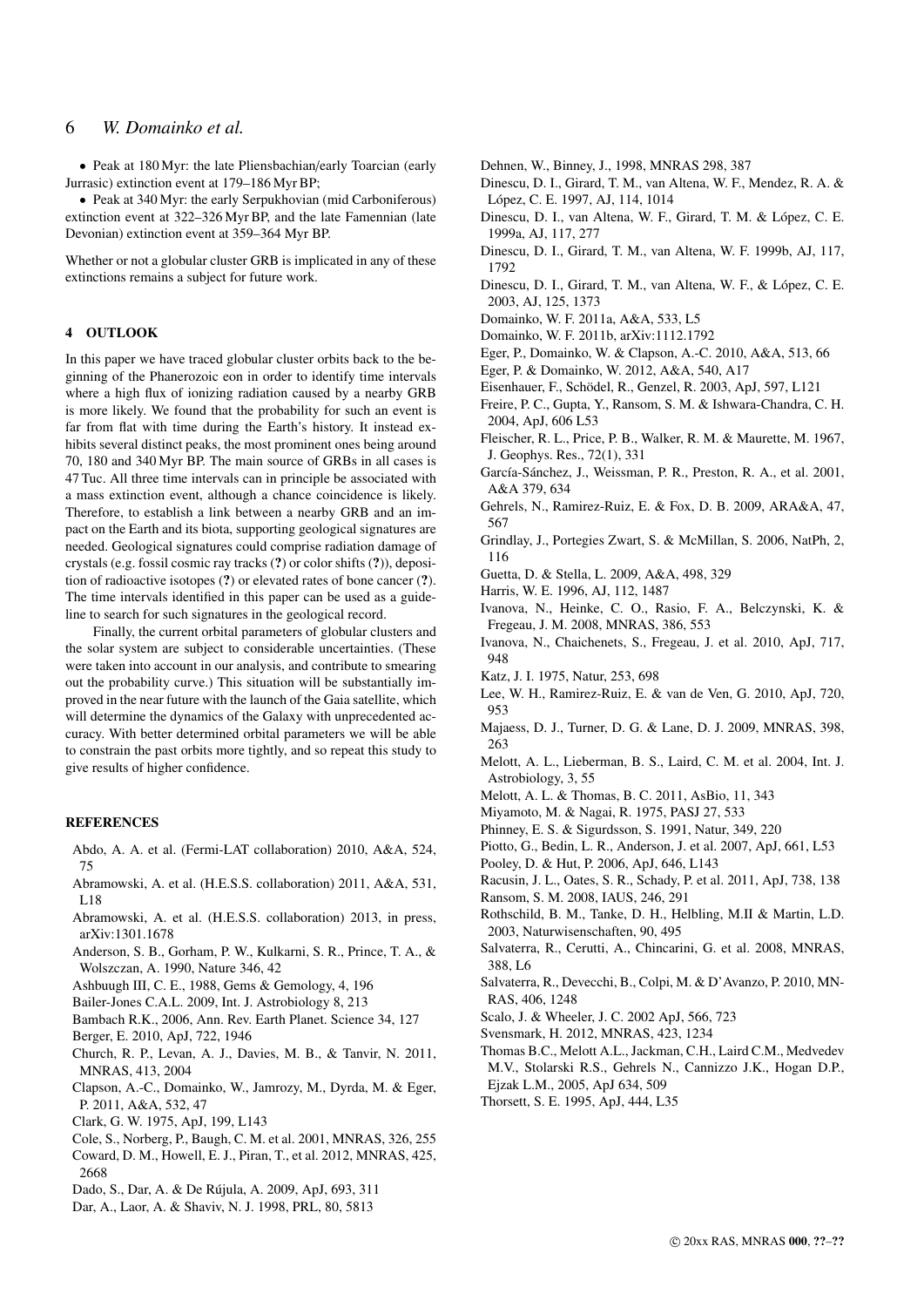• Peak at 180 Myr: the late Pliensbachian/early Toarcian (early Jurrasic) extinction event at 179–186 Myr BP;

• Peak at 340 Myr: the early Serpukhovian (mid Carboniferous) extinction event at 322–326 Myr BP, and the late Famennian (late Devonian) extinction event at 359–364 Myr BP.

Whether or not a globular cluster GRB is implicated in any of these extinctions remains a subject for future work.

## 4 OUTLOOK

In this paper we have traced globular cluster orbits back to the beginning of the Phanerozoic eon in order to identify time intervals where a high flux of ionizing radiation caused by a nearby GRB is more likely. We found that the probability for such an event is far from flat with time during the Earth's history. It instead exhibits several distinct peaks, the most prominent ones being around 70, 180 and 340 Myr BP. The main source of GRBs in all cases is 47 Tuc. All three time intervals can in principle be associated with a mass extinction event, although a chance coincidence is likely. Therefore, to establish a link between a nearby GRB and an impact on the Earth and its biota, supporting geological signatures are needed. Geological signatures could comprise radiation damage of crystals (e.g. fossil cosmic ray tracks (?) or color shifts (?)), deposition of radioactive isotopes (?) or elevated rates of bone cancer (?). The time intervals identified in this paper can be used as a guideline to search for such signatures in the geological record.

Finally, the current orbital parameters of globular clusters and the solar system are subject to considerable uncertainties. (These were taken into account in our analysis, and contribute to smearing out the probability curve.) This situation will be substantially improved in the near future with the launch of the Gaia satellite, which will determine the dynamics of the Galaxy with unprecedented accuracy. With better determined orbital parameters we will be able to constrain the past orbits more tightly, and so repeat this study to give results of higher confidence.

## REFERENCES

Abdo, A. A. et al. (Fermi-LAT collaboration) 2010, A&A, 524, 75

Abramowski, A. et al. (H.E.S.S. collaboration) 2011, A&A, 531, L18

Abramowski, A. et al. (H.E.S.S. collaboration) 2013, in press, arXiv:1301.1678

Anderson, S. B., Gorham, P. W., Kulkarni, S. R., Prince, T. A., & Wolszczan, A. 1990, Nature 346, 42

Ashbuugh III, C. E., 1988, Gems & Gemology, 4, 196

Bailer-Jones C.A.L. 2009, Int. J. Astrobiology 8, 213

Bambach R.K., 2006, Ann. Rev. Earth Planet. Science 34, 127

Berger, E. 2010, ApJ, 722, 1946

Church, R. P., Levan, A. J., Davies, M. B., & Tanvir, N. 2011, MNRAS, 413, 2004

Clapson, A.-C., Domainko, W., Jamrozy, M., Dyrda, M. & Eger, P. 2011, A&A, 532, 47

Clark, G. W. 1975, ApJ, 199, L143

Cole, S., Norberg, P., Baugh, C. M. et al. 2001, MNRAS, 326, 255

Coward, D. M., Howell, E. J., Piran, T., et al. 2012, MNRAS, 425, 2668

Dado, S., Dar, A. & De Rújula, A. 2009, ApJ, 693, 311

Dar, A., Laor, A. & Shaviv, N. J. 1998, PRL, 80, 5813

Dehnen, W., Binney, J., 1998, MNRAS 298, 387

Dinescu, D. I., Girard, T. M., van Altena, W. F., Mendez, R. A. & López, C. E. 1997, AJ, 114, 1014

Dinescu, D. I., van Altena, W. F., Girard, T. M. & López, C. E. 1999a, AJ, 117, 277

Dinescu, D. I., Girard, T. M., van Altena, W. F. 1999b, AJ, 117, 1792

Dinescu, D. I., Girard, T. M., van Altena, W. F., & López, C. E. 2003, AJ, 125, 1373

Domainko, W. F. 2011a, A&A, 533, L5

Domainko, W. F. 2011b, arXiv:1112.1792

Eger, P., Domainko, W. & Clapson, A.-C. 2010, A&A, 513, 66

Eger, P. & Domainko, W. 2012, A&A, 540, A17

Eisenhauer, F., Schödel, R., Genzel, R. 2003, ApJ, 597, L121

Freire, P. C., Gupta, Y., Ransom, S. M. & Ishwara-Chandra, C. H. 2004, ApJ, 606 L53

Fleischer, R. L., Price, P. B., Walker, R. M. & Maurette, M. 1967, J. Geophys. Res., 72(1), 331

García-Sánchez, J., Weissman, P. R., Preston, R. A., et al. 2001, A&A 379, 634

Gehrels, N., Ramirez-Ruiz, E. & Fox, D. B. 2009, ARA&A, 47, 567

Grindlay, J., Portegies Zwart, S. & McMillan, S. 2006, NatPh, 2, 116

Guetta, D. & Stella, L. 2009, A&A, 498, 329

Harris, W. E. 1996, AJ, 112, 1487

Ivanova, N., Heinke, C. O., Rasio, F. A., Belczynski, K. & Fregeau, J. M. 2008, MNRAS, 386, 553

Ivanova, N., Chaichenets, S., Fregeau, J. et al. 2010, ApJ, 717, 948

Katz, J. I. 1975, Natur, 253, 698

Lee, W. H., Ramirez-Ruiz, E. & van de Ven, G. 2010, ApJ, 720, 953

Majaess, D. J., Turner, D. G. & Lane, D. J. 2009, MNRAS, 398, 263

Melott, A. L., Lieberman, B. S., Laird, C. M. et al. 2004, Int. J. Astrobiology, 3, 55

Melott, A. L. & Thomas, B. C. 2011, AsBio, 11, 343

Miyamoto, M. & Nagai, R. 1975, PASJ 27, 533

Phinney, E. S. & Sigurdsson, S. 1991, Natur, 349, 220

Piotto, G., Bedin, L. R., Anderson, J. et al. 2007, ApJ, 661, L53

Pooley, D. & Hut, P. 2006, ApJ, 646, L143

Racusin, J. L., Oates, S. R., Schady, P. et al. 2011, ApJ, 738, 138

Ransom, S. M. 2008, IAUS, 246, 291

Rothschild, B. M., Tanke, D. H., Helbling, M.II & Martin, L.D. 2003, Naturwisenschaften, 90, 495

Salvaterra, R., Cerutti, A., Chincarini, G. et al. 2008, MNRAS, 388, L6

Salvaterra, R., Devecchi, B., Colpi, M. & D'Avanzo, P. 2010, MNRAS, 406, 1248

Scalo, J. & Wheeler, J. C. 2002 ApJ, 566, 723

Svensmark, H. 2012, MNRAS, 423, 1234

Thomas B.C., Melott A.L., Jackman, C.H., Laird C.M., Medvedev M.V., Stolarski R.S., Gehrels N., Cannizzo J.K., Hogan D.P., Ejzak L.M., 2005, ApJ 634, 509

Thorsett, S. E. 1995, ApJ, 444, L35